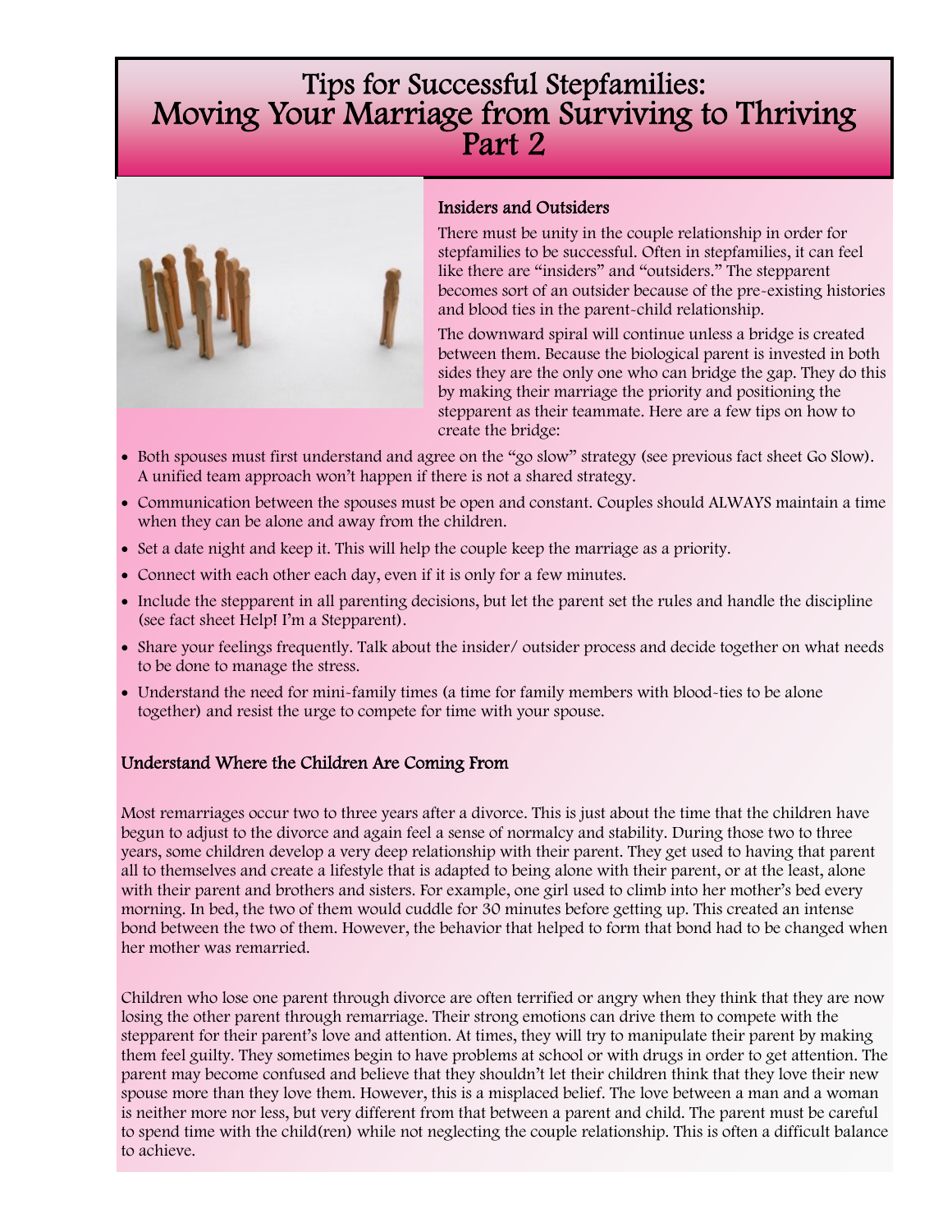# Tips for Successful Stepfamilies: Moving Your Marriage from Surviving to Thriving Part 2

## Insiders and Outsiders

There must be unity in the couple relationship in order for stepfamilies to be successful. Often in stepfamilies, it can feel like there are "insiders" and "outsiders." The stepparent becomes sort of an outsider because of the pre-existing histories and blood ties in the parent-child relationship.

The downward spiral will continue unless a bridge is created between them. Because the biological parent is invested in both sides they are the only one who can bridge the gap. They do this by making their marriage the priority and positioning the stepparent as their teammate. Here are a few tips on how to create the bridge:

- Both spouses must first understand and agree on the "go slow" strategy (see previous fact sheet Go Slow). A unified team approach won't happen if there is not a shared strategy.
- Communication between the spouses must be open and constant. Couples should ALWAYS maintain a time when they can be alone and away from the children.
- Set a date night and keep it. This will help the couple keep the marriage as a priority.
- Connect with each other each day, even if it is only for a few minutes.
- Include the stepparent in all parenting decisions, but let the parent set the rules and handle the discipline (see fact sheet Help! I'm a Stepparent).
- Share your feelings frequently. Talk about the insider/ outsider process and decide together on what needs to be done to manage the stress.
- Understand the need for mini-family times (a time for family members with blood-ties to be alone together) and resist the urge to compete for time with your spouse.

## Understand Where the Children Are Coming From

Most remarriages occur two to three years after a divorce. This is just about the time that the children have begun to adjust to the divorce and again feel a sense of normalcy and stability. During those two to three years, some children develop a very deep relationship with their parent. They get used to having that parent all to themselves and create a lifestyle that is adapted to being alone with their parent, or at the least, alone with their parent and brothers and sisters. For example, one girl used to climb into her mother's bed every morning. In bed, the two of them would cuddle for 30 minutes before getting up. This created an intense bond between the two of them. However, the behavior that helped to form that bond had to be changed when her mother was remarried.

Children who lose one parent through divorce are often terrified or angry when they think that they are now losing the other parent through remarriage. Their strong emotions can drive them to compete with the stepparent for their parent's love and attention. At times, they will try to manipulate their parent by making them feel guilty. They sometimes begin to have problems at school or with drugs in order to get attention. The parent may become confused and believe that they shouldn't let their children think that they love their new spouse more than they love them. However, this is a misplaced belief. The love between a man and a woman is neither more nor less, but very different from that between a parent and child. The parent must be careful to spend time with the child(ren) while not neglecting the couple relationship. This is often a difficult balance to achieve.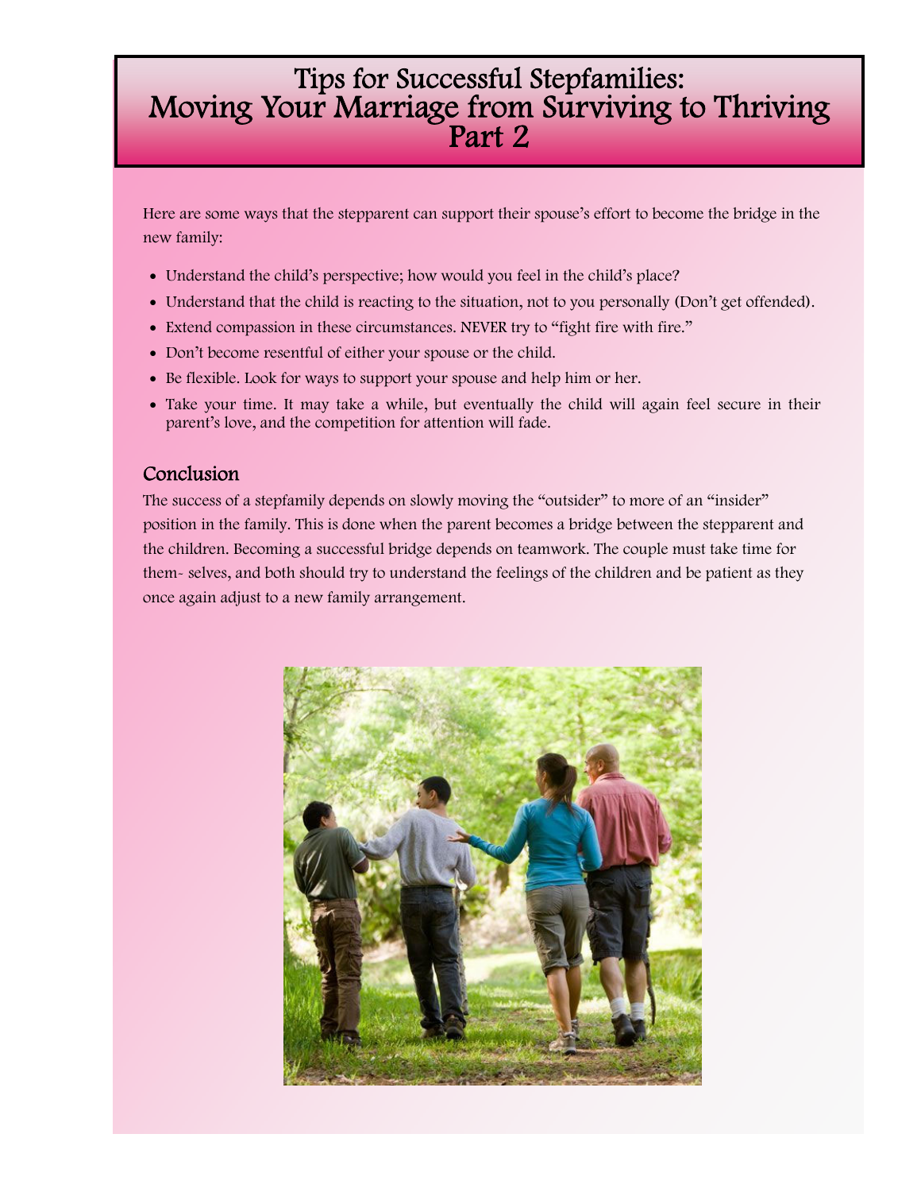# Tips for Successful Stepfamilies: Moving Your Marriage from Surviving to Thriving Part 2

Here are some ways that the stepparent can support their spouse's effort to become the bridge in the new family:

- Understand the child's perspective; how would you feel in the child's place?
- Understand that the child is reacting to the situation, not to you personally (Don't get offended).
- Extend compassion in these circumstances. NEVER try to "fight fire with fire."
- Don't become resentful of either your spouse or the child.
- Be flexible. Look for ways to support your spouse and help him or her.
- Take your time. It may take a while, but eventually the child will again feel secure in their parent's love, and the competition for attention will fade.

## Conclusion

The success of a stepfamily depends on slowly moving the "outsider" to more of an "insider" position in the family. This is done when the parent becomes a bridge between the stepparent and the children. Becoming a successful bridge depends on teamwork. The couple must take time for them- selves, and both should try to understand the feelings of the children and be patient as they once again adjust to a new family arrangement.